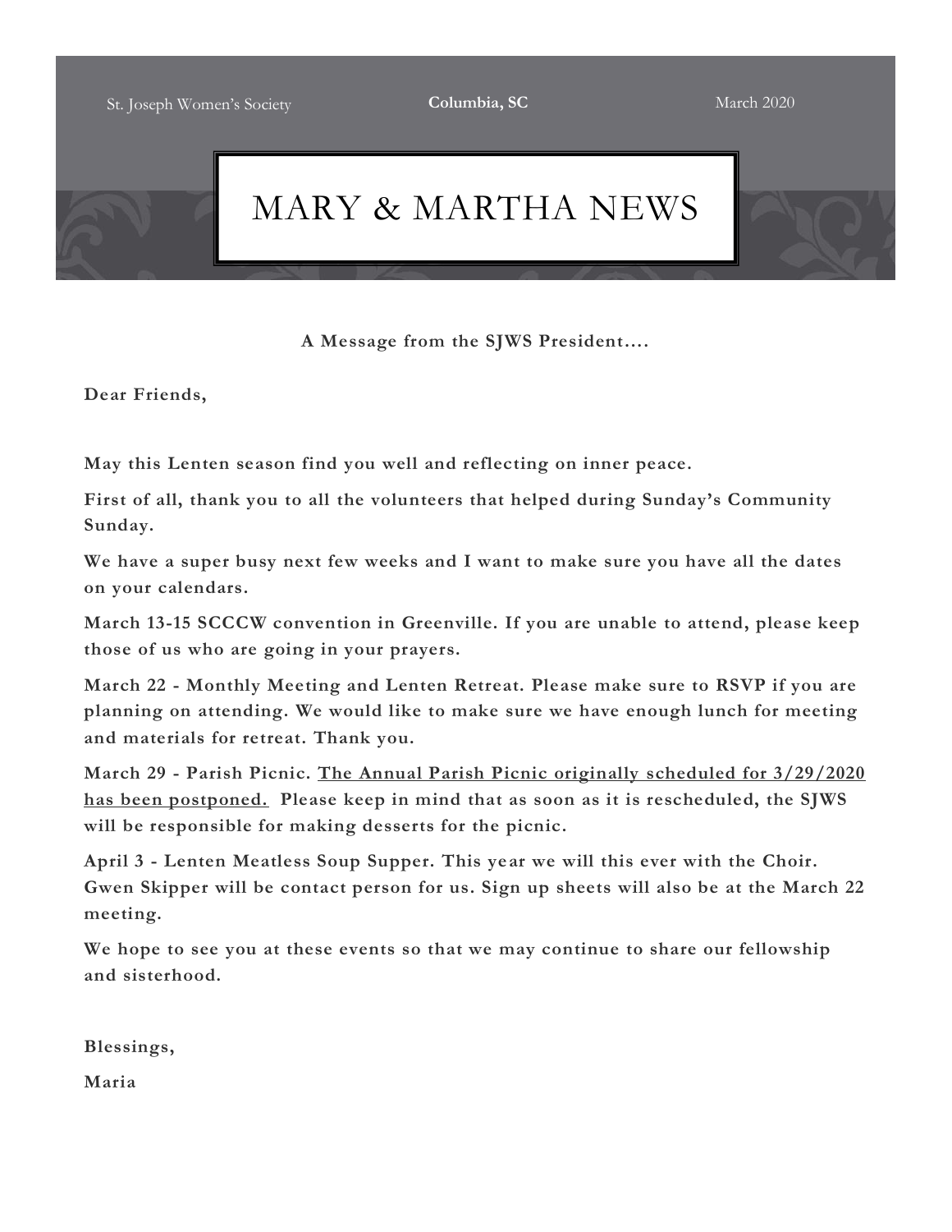St. Joseph Women's Society **Columbia, SC** March 2020

# MARY & MARTHA NEWS

**A Message from the SJWS President….**

**Dear Friends,**

**May this Lenten season find you well and reflecting on inner peace.**

**First of all, thank you to all the volunteers that helped during Sunday's Community Sunday.**

**We have a super busy next few weeks and I want to make sure you have all the dates on your calendars.**

**March 13-15 SCCCW convention in Greenville. If you are unable to attend, please keep those of us who are going in your prayers.**

**March 22 - Monthly Meeting and Lenten Retreat. Please make sure to RSVP if you are planning on attending. We would like to make sure we have enough lunch for meeting and materials for retreat. Thank you.**

**March 29 - Parish Picnic. <u>The Annual Parish Picnic originally scheduled for 3/29/2020 has been postponed.</u> Please keep in mind that as soon as it is rescheduled, the SJWS will be responsible for making desserts for the picnic.**

**April 3 - Lenten Meatless Soup Supper. This year we will this ever with the Choir. Gwen Skipper will be contact person for us. Sign up sheets will also be at the March 22 meeting.**

**We hope to see you at these events so that we may continue to share our fellowship and sisterhood.**

**Blessings,**

**Maria**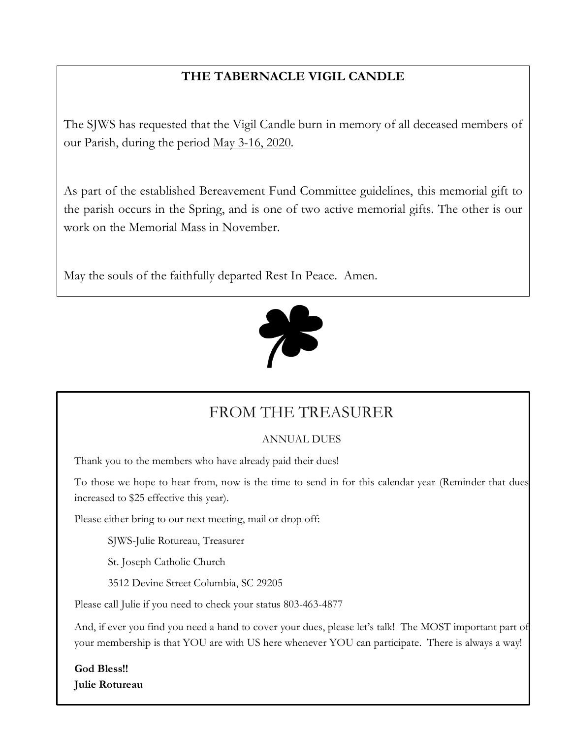## THE TABERNACLE VIGIL CANDLE

The SJWS has requested that the Vigil Candle burn in memory of all deceased members of our Parish, during the period May 3-16, 2020.

As part of the established Bereavement Fund Committee guidelines, this memorial gift to the parish occurs in the Spring, and is one of two active memorial gifts. The other is our work on the Memorial Mass in November.

May the souls of the faithfully departed Rest In Peace. Amen.

## FROM THE TREASURER

### ANNUAL DUES

Thank you to the members who have already paid their dues!

To those we hope to hear from, now is the time to send in for this calendar year (Reminder that dues increased to $25 effective this year).

Please either bring to our next meeting, mail or drop off:

SJWS-Julie Rotureau, Treasurer

St. Joseph Catholic Church

3512 Devine Street Columbia, SC 29205

Please call Julie if you need to check your status 803-463-4877

And, if ever you find you need a hand to cover your dues, please let's talk! The MOST important part of your membership is that YOU are with US here whenever YOU can participate. There is always a way!

**God Bless!!**
**Julie Rotureau**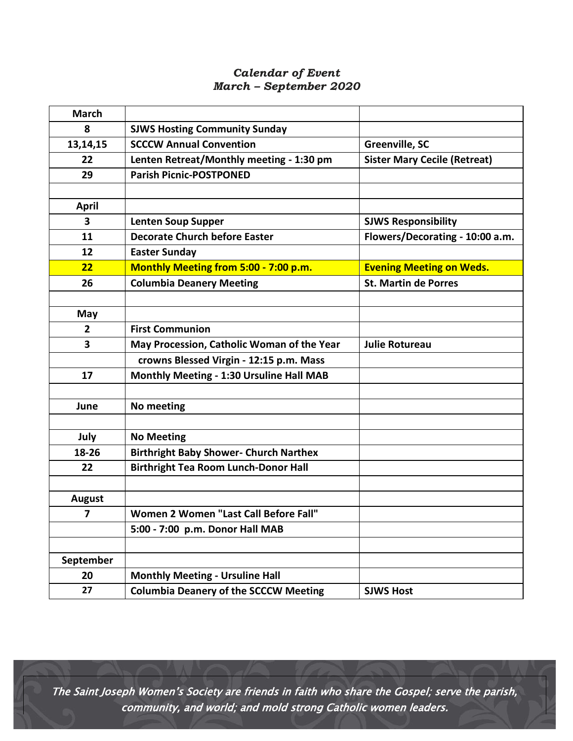*Calendar of Event*
*March – September 2020*

| | | |
|---|---|---|
| **March** | | |
| **8** | **SJWS Hosting Community Sunday** | |
| **13,14,15** | **SCCCW Annual Convention** | **Greenville, SC** |
| **22** | **Lenten Retreat/Monthly meeting - 1:30 pm** | **Sister Mary Cecile (Retreat)** |
| **29** | **Parish Picnic-POSTPONED** | |
| | | |
| **April** | | |
| **3** | **Lenten Soup Supper** | **SJWS Responsibility** |
| **11** | **Decorate Church before Easter** | **Flowers/Decorating - 10:00 a.m.** |
| **12** | **Easter Sunday** | |
| **22** | **Monthly Meeting from 5:00 - 7:00 p.m.** | **Evening Meeting on Weds.** |
| **26** | **Columbia Deanery Meeting** | **St. Martin de Porres** |
| | | |
| **May** | | |
| **2** | **First Communion** | |
| **3** | **May Procession, Catholic Woman of the Year** | **Julie Rotureau** |
| | **crowns Blessed Virgin - 12:15 p.m. Mass** | |
| **17** | **Monthly Meeting - 1:30 Ursuline Hall MAB** | |
| | | |
| **June** | **No meeting** | |
| | | |
| **July** | **No Meeting** | |
| **18-26** | **Birthright Baby Shower- Church Narthex** | |
| **22** | **Birthright Tea Room Lunch-Donor Hall** | |
| | | |
| **August** | | |
| **7** | **Women 2 Women "Last Call Before Fall"** | |
| | **5:00 - 7:00 p.m. Donor Hall MAB** | |
| | | |
| **September** | | |
| **20** | **Monthly Meeting - Ursuline Hall** | |
| **27** | **Columbia Deanery of the SCCCW Meeting** | **SJWS Host** |

*The Saint Joseph Women's Society are friends in faith who share the Gospel; serve the parish, community, and world; and mold strong Catholic women leaders.*